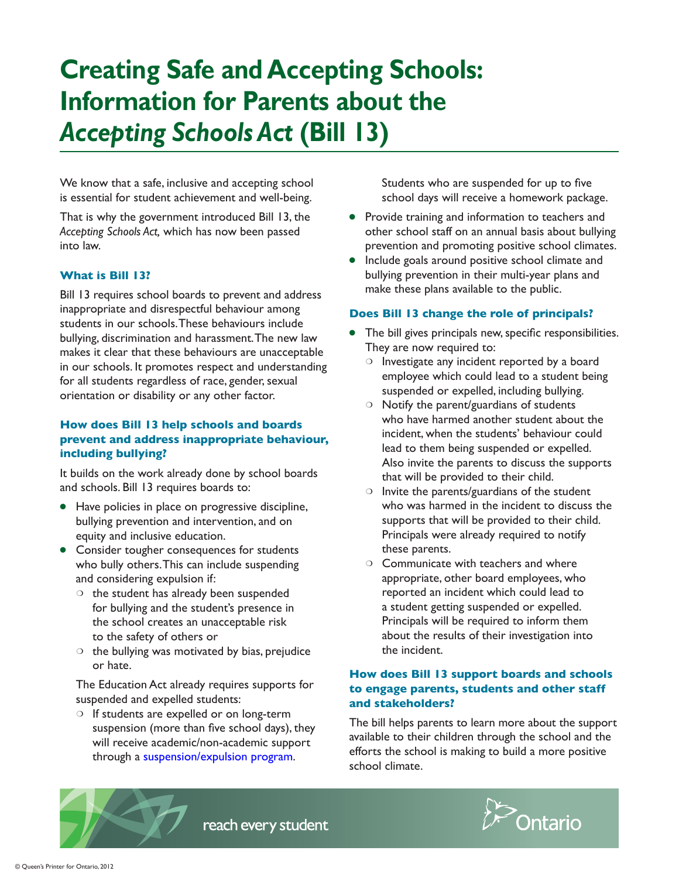# Creating Safe and Accepting Schools: Information for Parents about the *Accepting Schools Act* (Bill 13)

We know that a safe, inclusive and accepting school is essential for student achievement and well-being.

That is why the government introduced Bill 13, the *Accepting Schools Act,* which has now been passed into law.

### What is Bill 13?

Bill 13 requires school boards to prevent and address inappropriate and disrespectful behaviour among students in our schools. These behaviours include bullying, discrimination and harassment. The new law makes it clear that these behaviours are unacceptable in our schools. It promotes respect and understanding for all students regardless of race, gender, sexual orientation or disability or any other factor.

### How does Bill 13 help schools and boards prevent and address inappropriate behaviour, including bullying?

It builds on the work already done by school boards and schools. Bill 13 requires boards to:

- Have policies in place on progressive discipline, bullying prevention and intervention, and on equity and inclusive education.
- Consider tougher consequences for students who bully others. This can include suspending and considering expulsion if:
  - the student has already been suspended for bullying and the student's presence in the school creates an unacceptable risk to the safety of others or
  - the bullying was motivated by bias, prejudice or hate.

  The Education Act already requires supports for suspended and expelled students:
  - If students are expelled or on long-term suspension (more than five school days), they will receive academic/non-academic support through a suspension/expulsion program.

    Students who are suspended for up to five school days will receive a homework package.
- Provide training and information to teachers and other school staff on an annual basis about bullying prevention and promoting positive school climates.
- Include goals around positive school climate and bullying prevention in their multi-year plans and make these plans available to the public.

### Does Bill 13 change the role of principals?

- The bill gives principals new, specific responsibilities. They are now required to:
  - Investigate any incident reported by a board employee which could lead to a student being suspended or expelled, including bullying.
  - Notify the parent/guardians of students who have harmed another student about the incident, when the students' behaviour could lead to them being suspended or expelled. Also invite the parents to discuss the supports that will be provided to their child.
  - Invite the parents/guardians of the student who was harmed in the incident to discuss the supports that will be provided to their child. Principals were already required to notify these parents.
  - Communicate with teachers and where appropriate, other board employees, who reported an incident which could lead to a student getting suspended or expelled. Principals will be required to inform them about the results of their investigation into the incident.

### How does Bill 13 support boards and schools to engage parents, students and other staff and stakeholders?

The bill helps parents to learn more about the support available to their children through the school and the efforts the school is making to build a more positive school climate.

reach every student

Ontario

© Queen's Printer for Ontario, 2012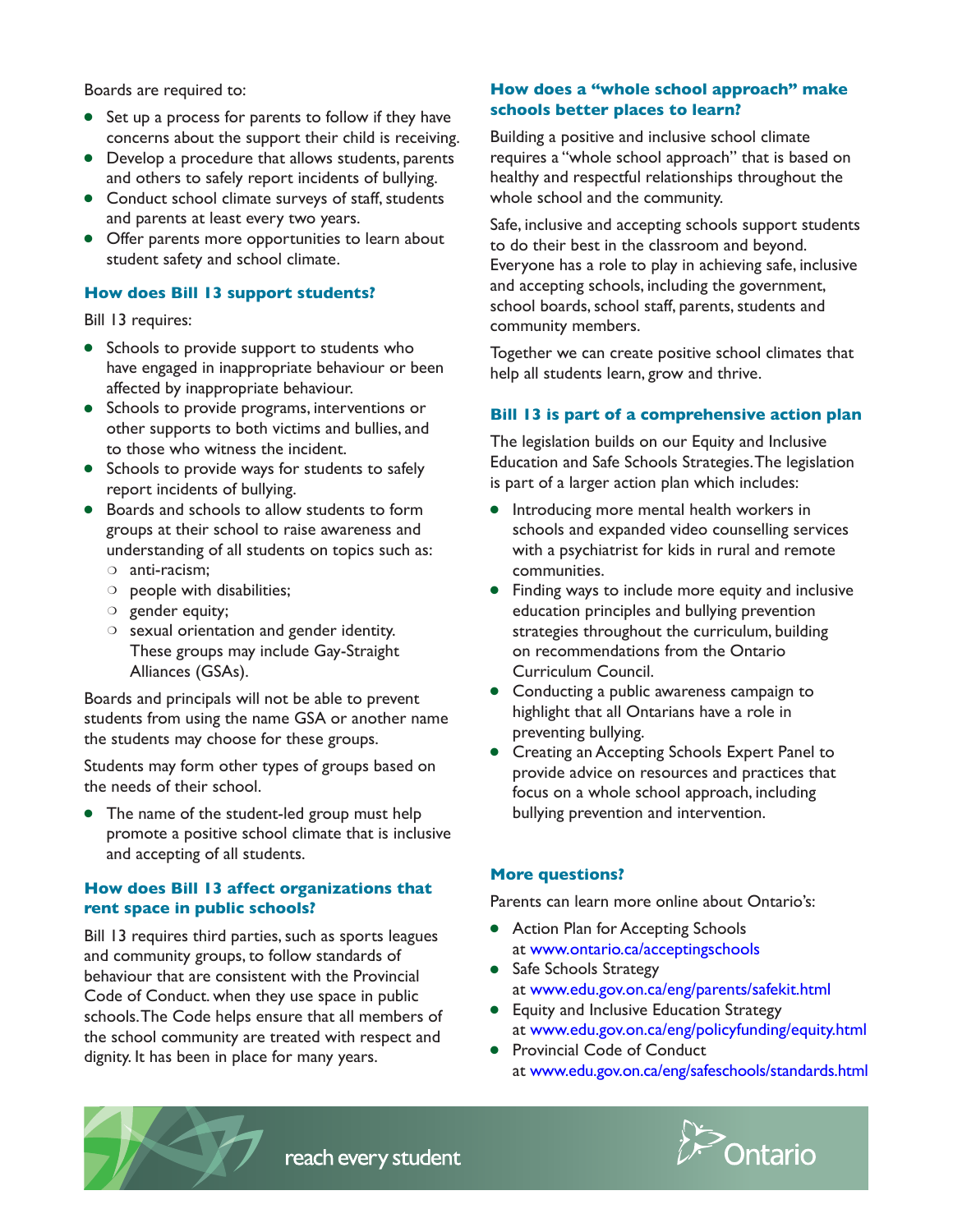Boards are required to:

- Set up a process for parents to follow if they have concerns about the support their child is receiving.
- Develop a procedure that allows students, parents and others to safely report incidents of bullying.
- Conduct school climate surveys of staff, students and parents at least every two years.
- Offer parents more opportunities to learn about student safety and school climate.

### How does Bill 13 support students?

Bill 13 requires:

- Schools to provide support to students who have engaged in inappropriate behaviour or been affected by inappropriate behaviour.
- Schools to provide programs, interventions or other supports to both victims and bullies, and to those who witness the incident.
- Schools to provide ways for students to safely report incidents of bullying.
- Boards and schools to allow students to form groups at their school to raise awareness and understanding of all students on topics such as:
  - anti-racism;
  - people with disabilities;
  - gender equity;
  - sexual orientation and gender identity. These groups may include Gay-Straight Alliances (GSAs).

Boards and principals will not be able to prevent students from using the name GSA or another name the students may choose for these groups.

Students may form other types of groups based on the needs of their school.

- The name of the student-led group must help promote a positive school climate that is inclusive and accepting of all students.

### How does Bill 13 affect organizations that rent space in public schools?

Bill 13 requires third parties, such as sports leagues and community groups, to follow standards of behaviour that are consistent with the Provincial Code of Conduct. when they use space in public schools. The Code helps ensure that all members of the school community are treated with respect and dignity. It has been in place for many years.

### How does a "whole school approach" make schools better places to learn?

Building a positive and inclusive school climate requires a "whole school approach" that is based on healthy and respectful relationships throughout the whole school and the community.

Safe, inclusive and accepting schools support students to do their best in the classroom and beyond. Everyone has a role to play in achieving safe, inclusive and accepting schools, including the government, school boards, school staff, parents, students and community members.

Together we can create positive school climates that help all students learn, grow and thrive.

### Bill 13 is part of a comprehensive action plan

The legislation builds on our Equity and Inclusive Education and Safe Schools Strategies. The legislation is part of a larger action plan which includes:

- Introducing more mental health workers in schools and expanded video counselling services with a psychiatrist for kids in rural and remote communities.
- Finding ways to include more equity and inclusive education principles and bullying prevention strategies throughout the curriculum, building on recommendations from the Ontario Curriculum Council.
- Conducting a public awareness campaign to highlight that all Ontarians have a role in preventing bullying.
- Creating an Accepting Schools Expert Panel to provide advice on resources and practices that focus on a whole school approach, including bullying prevention and intervention.

### More questions?

Parents can learn more online about Ontario's:

- Action Plan for Accepting Schools at www.ontario.ca/acceptingschools
- Safe Schools Strategy at www.edu.gov.on.ca/eng/parents/safekit.html
- Equity and Inclusive Education Strategy at www.edu.gov.on.ca/eng/policyfunding/equity.html
- Provincial Code of Conduct at www.edu.gov.on.ca/eng/safeschools/standards.html

reach every student

Ontario